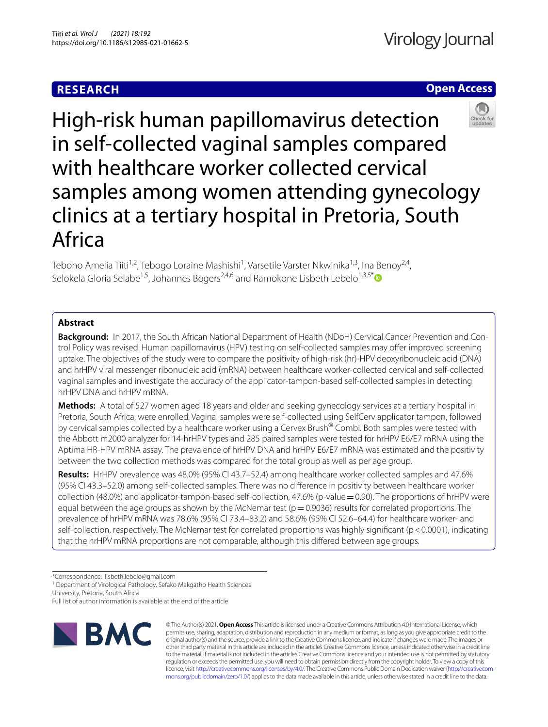RESEARCH

Open Access

# High-risk human papillomavirus detection in self-collected vaginal samples compared with healthcare worker collected cervical samples among women attending gynecology clinics at a tertiary hospital in Pretoria, South Africa

Teboho Amelia Tiiti[1,2], Tebogo Loraine Mashishi[1], Varsetile Varster Nkwinika[1,3], Ina Benoy[2,4], Selokela Gloria Selabe[1,5], Johannes Bogers[2,4,6] and Ramokone Lisbeth Lebelo[1,3,5*]

## Abstract

**Background:** In 2017, the South African National Department of Health (NDoH) Cervical Cancer Prevention and Control Policy was revised. Human papillomavirus (HPV) testing on self-collected samples may offer improved screening uptake. The objectives of the study were to compare the positivity of high-risk (hr)-HPV deoxyribonucleic acid (DNA) and hrHPV viral messenger ribonucleic acid (mRNA) between healthcare worker-collected cervical and self-collected vaginal samples and investigate the accuracy of the applicator-tampon-based self-collected samples in detecting hrHPV DNA and hrHPV mRNA.

**Methods:** A total of 527 women aged 18 years and older and seeking gynecology services at a tertiary hospital in Pretoria, South Africa, were enrolled. Vaginal samples were self-collected using SelfCerv applicator tampon, followed by cervical samples collected by a healthcare worker using a Cervex Brush® Combi. Both samples were tested with the Abbott m2000 analyzer for 14-hrHPV types and 285 paired samples were tested for hrHPV E6/E7 mRNA using the Aptima HR-HPV mRNA assay. The prevalence of hrHPV DNA and hrHPV E6/E7 mRNA was estimated and the positivity between the two collection methods was compared for the total group as well as per age group.

**Results:** HrHPV prevalence was 48.0% (95% CI 43.7–52.4) among healthcare worker collected samples and 47.6% (95% CI 43.3–52.0) among self-collected samples. There was no difference in positivity between healthcare worker collection (48.0%) and applicator-tampon-based self-collection, 47.6% (p-value = 0.90). The proportions of hrHPV were equal between the age groups as shown by the McNemar test (p = 0.9036) results for correlated proportions. The prevalence of hrHPV mRNA was 78.6% (95% CI 73.4–83.2) and 58.6% (95% CI 52.6–64.4) for healthcare worker- and self-collection, respectively. The McNemar test for correlated proportions was highly significant (p < 0.0001), indicating that the hrHPV mRNA proportions are not comparable, although this differed between age groups.

*Correspondence: lisbeth.lebelo@gmail.com
[1] Department of Virological Pathology, Sefako Makgatho Health Sciences University, Pretoria, South Africa
Full list of author information is available at the end of the article

© The Author(s) 2021. **Open Access** This article is licensed under a Creative Commons Attribution 4.0 International License, which permits use, sharing, adaptation, distribution and reproduction in any medium or format, as long as you give appropriate credit to the original author(s) and the source, provide a link to the Creative Commons licence, and indicate if changes were made. The images or other third party material in this article are included in the article's Creative Commons licence, unless indicated otherwise in a credit line to the material. If material is not included in the article's Creative Commons licence and your intended use is not permitted by statutory regulation or exceeds the permitted use, you will need to obtain permission directly from the copyright holder. To view a copy of this licence, visit http://creativecommons.org/licenses/by/4.0/. The Creative Commons Public Domain Dedication waiver (http://creativecommons.org/publicdomain/zero/1.0/) applies to the data made available in this article, unless otherwise stated in a credit line to the data.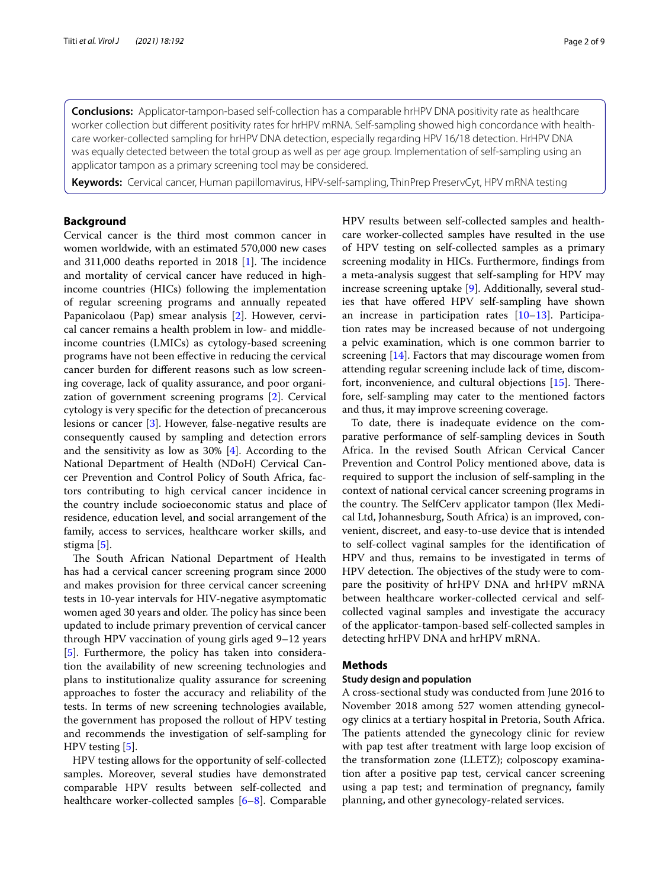**Conclusions:** Applicator-tampon-based self-collection has a comparable hrHPV DNA positivity rate as healthcare worker collection but different positivity rates for hrHPV mRNA. Self-sampling showed high concordance with healthcare worker-collected sampling for hrHPV DNA detection, especially regarding HPV 16/18 detection. HrHPV DNA was equally detected between the total group as well as per age group. Implementation of self-sampling using an applicator tampon as a primary screening tool may be considered.

**Keywords:** Cervical cancer, Human papillomavirus, HPV-self-sampling, ThinPrep PreservCyt, HPV mRNA testing

## Background

Cervical cancer is the third most common cancer in women worldwide, with an estimated 570,000 new cases and 311,000 deaths reported in 2018 [1]. The incidence and mortality of cervical cancer have reduced in high-income countries (HICs) following the implementation of regular screening programs and annually repeated Papanicolaou (Pap) smear analysis [2]. However, cervical cancer remains a health problem in low- and middle-income countries (LMICs) as cytology-based screening programs have not been effective in reducing the cervical cancer burden for different reasons such as low screening coverage, lack of quality assurance, and poor organization of government screening programs [2]. Cervical cytology is very specific for the detection of precancerous lesions or cancer [3]. However, false-negative results are consequently caused by sampling and detection errors and the sensitivity as low as 30% [4]. According to the National Department of Health (NDoH) Cervical Cancer Prevention and Control Policy of South Africa, factors contributing to high cervical cancer incidence in the country include socioeconomic status and place of residence, education level, and social arrangement of the family, access to services, healthcare worker skills, and stigma [5].

The South African National Department of Health has had a cervical cancer screening program since 2000 and makes provision for three cervical cancer screening tests in 10-year intervals for HIV-negative asymptomatic women aged 30 years and older. The policy has since been updated to include primary prevention of cervical cancer through HPV vaccination of young girls aged 9–12 years [5]. Furthermore, the policy has taken into consideration the availability of new screening technologies and plans to institutionalize quality assurance for screening approaches to foster the accuracy and reliability of the tests. In terms of new screening technologies available, the government has proposed the rollout of HPV testing and recommends the investigation of self-sampling for HPV testing [5].

HPV testing allows for the opportunity of self-collected samples. Moreover, several studies have demonstrated comparable HPV results between self-collected and healthcare worker-collected samples [6–8]. Comparable HPV results between self-collected samples and healthcare worker-collected samples have resulted in the use of HPV testing on self-collected samples as a primary screening modality in HICs. Furthermore, findings from a meta-analysis suggest that self-sampling for HPV may increase screening uptake [9]. Additionally, several studies that have offered HPV self-sampling have shown an increase in participation rates [10–13]. Participation rates may be increased because of not undergoing a pelvic examination, which is one common barrier to screening [14]. Factors that may discourage women from attending regular screening include lack of time, discomfort, inconvenience, and cultural objections [15]. Therefore, self-sampling may cater to the mentioned factors and thus, it may improve screening coverage.

To date, there is inadequate evidence on the comparative performance of self-sampling devices in South Africa. In the revised South African Cervical Cancer Prevention and Control Policy mentioned above, data is required to support the inclusion of self-sampling in the context of national cervical cancer screening programs in the country. The SelfCerv applicator tampon (Ilex Medical Ltd, Johannesburg, South Africa) is an improved, convenient, discreet, and easy-to-use device that is intended to self-collect vaginal samples for the identification of HPV and thus, remains to be investigated in terms of HPV detection. The objectives of the study were to compare the positivity of hrHPV DNA and hrHPV mRNA between healthcare worker-collected cervical and self-collected vaginal samples and investigate the accuracy of the applicator-tampon-based self-collected samples in detecting hrHPV DNA and hrHPV mRNA.

## Methods

### Study design and population

A cross-sectional study was conducted from June 2016 to November 2018 among 527 women attending gynecology clinics at a tertiary hospital in Pretoria, South Africa. The patients attended the gynecology clinic for review with pap test after treatment with large loop excision of the transformation zone (LLETZ); colposcopy examination after a positive pap test, cervical cancer screening using a pap test; and termination of pregnancy, family planning, and other gynecology-related services.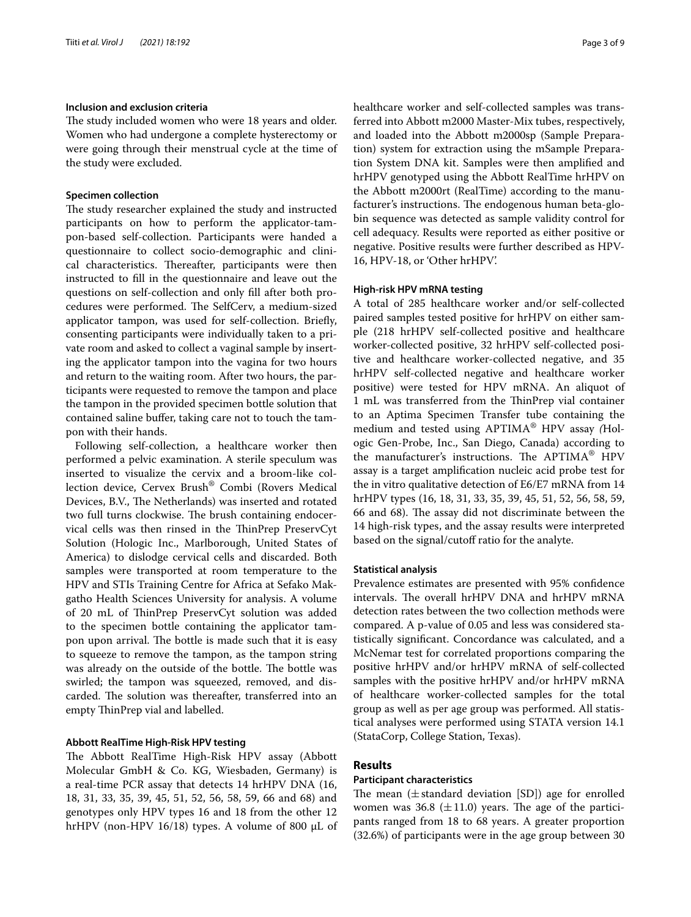### Inclusion and exclusion criteria

The study included women who were 18 years and older. Women who had undergone a complete hysterectomy or were going through their menstrual cycle at the time of the study were excluded.

### Specimen collection

The study researcher explained the study and instructed participants on how to perform the applicator-tampon-based self-collection. Participants were handed a questionnaire to collect socio-demographic and clinical characteristics. Thereafter, participants were then instructed to fill in the questionnaire and leave out the questions on self-collection and only fill after both procedures were performed. The SelfCerv, a medium-sized applicator tampon, was used for self-collection. Briefly, consenting participants were individually taken to a private room and asked to collect a vaginal sample by inserting the applicator tampon into the vagina for two hours and return to the waiting room. After two hours, the participants were requested to remove the tampon and place the tampon in the provided specimen bottle solution that contained saline buffer, taking care not to touch the tampon with their hands.

Following self-collection, a healthcare worker then performed a pelvic examination. A sterile speculum was inserted to visualize the cervix and a broom-like collection device, Cervex Brush® Combi (Rovers Medical Devices, B.V., The Netherlands) was inserted and rotated two full turns clockwise. The brush containing endocervical cells was then rinsed in the ThinPrep PreservCyt Solution (Hologic Inc., Marlborough, United States of America) to dislodge cervical cells and discarded. Both samples were transported at room temperature to the HPV and STIs Training Centre for Africa at Sefako Makgatho Health Sciences University for analysis. A volume of 20 mL of ThinPrep PreservCyt solution was added to the specimen bottle containing the applicator tampon upon arrival. The bottle is made such that it is easy to squeeze to remove the tampon, as the tampon string was already on the outside of the bottle. The bottle was swirled; the tampon was squeezed, removed, and discarded. The solution was thereafter, transferred into an empty ThinPrep vial and labelled.

### Abbott RealTime High-Risk HPV testing

The Abbott RealTime High-Risk HPV assay (Abbott Molecular GmbH & Co. KG, Wiesbaden, Germany) is a real-time PCR assay that detects 14 hrHPV DNA (16, 18, 31, 33, 35, 39, 45, 51, 52, 56, 58, 59, 66 and 68) and genotypes only HPV types 16 and 18 from the other 12 hrHPV (non-HPV 16/18) types. A volume of 800 µL of healthcare worker and self-collected samples was transferred into Abbott m2000 Master-Mix tubes, respectively, and loaded into the Abbott m2000sp (Sample Preparation) system for extraction using the mSample Preparation System DNA kit. Samples were then amplified and hrHPV genotyped using the Abbott RealTime hrHPV on the Abbott m2000rt (RealTime) according to the manufacturer's instructions. The endogenous human beta-globin sequence was detected as sample validity control for cell adequacy. Results were reported as either positive or negative. Positive results were further described as HPV-16, HPV-18, or 'Other hrHPV'.

### High-risk HPV mRNA testing

A total of 285 healthcare worker and/or self-collected paired samples tested positive for hrHPV on either sample (218 hrHPV self-collected positive and healthcare worker-collected positive, 32 hrHPV self-collected positive and healthcare worker-collected negative, and 35 hrHPV self-collected negative and healthcare worker positive) were tested for HPV mRNA. An aliquot of 1 mL was transferred from the ThinPrep vial container to an Aptima Specimen Transfer tube containing the medium and tested using APTIMA® HPV assay *(*Hologic Gen-Probe, Inc., San Diego, Canada) according to the manufacturer's instructions. The APTIMA® HPV assay is a target amplification nucleic acid probe test for the in vitro qualitative detection of E6/E7 mRNA from 14 hrHPV types (16, 18, 31, 33, 35, 39, 45, 51, 52, 56, 58, 59, 66 and 68). The assay did not discriminate between the 14 high-risk types, and the assay results were interpreted based on the signal/cutoff ratio for the analyte.

### Statistical analysis

Prevalence estimates are presented with 95% confidence intervals. The overall hrHPV DNA and hrHPV mRNA detection rates between the two collection methods were compared. A p-value of 0.05 and less was considered statistically significant. Concordance was calculated, and a McNemar test for correlated proportions comparing the positive hrHPV and/or hrHPV mRNA of self-collected samples with the positive hrHPV and/or hrHPV mRNA of healthcare worker-collected samples for the total group as well as per age group was performed. All statistical analyses were performed using STATA version 14.1 (StataCorp, College Station, Texas).

## Results

### Participant characteristics

The mean ($\pm$ standard deviation [SD]) age for enrolled women was 36.8 ($\pm$11.0) years. The age of the participants ranged from 18 to 68 years. A greater proportion (32.6%) of participants were in the age group between 30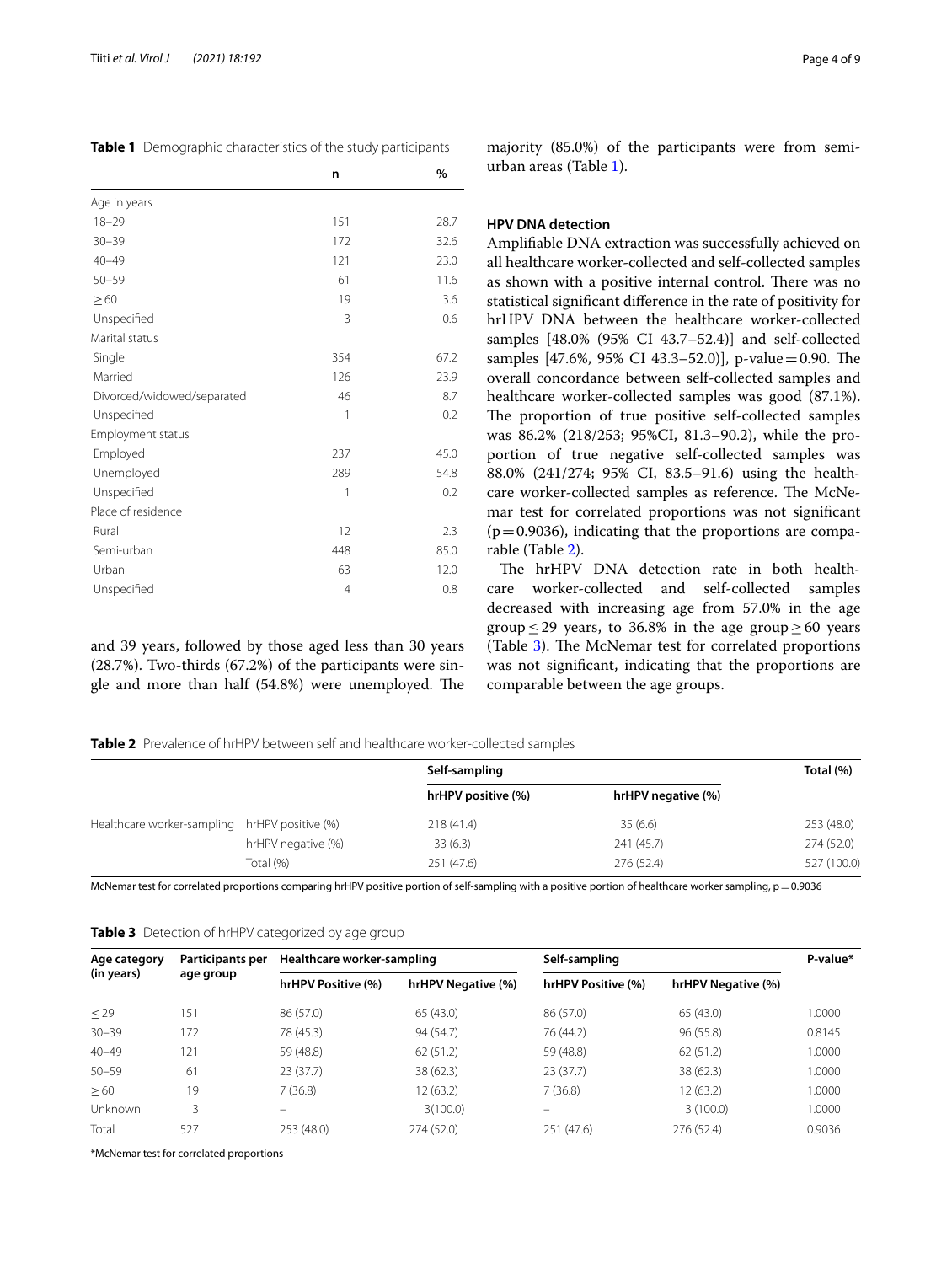**Table 1** Demographic characteristics of the study participants

| | n | % |
|---|---|---|
| Age in years | | |
| 18–29 | 151 | 28.7 |
| 30–39 | 172 | 32.6 |
| 40–49 | 121 | 23.0 |
| 50–59 | 61 | 11.6 |
| ≥ 60 | 19 | 3.6 |
| Unspecified | 3 | 0.6 |
| Marital status | | |
| Single | 354 | 67.2 |
| Married | 126 | 23.9 |
| Divorced/widowed/separated | 46 | 8.7 |
| Unspecified | 1 | 0.2 |
| Employment status | | |
| Employed | 237 | 45.0 |
| Unemployed | 289 | 54.8 |
| Unspecified | 1 | 0.2 |
| Place of residence | | |
| Rural | 12 | 2.3 |
| Semi-urban | 448 | 85.0 |
| Urban | 63 | 12.0 |
| Unspecified | 4 | 0.8 |

and 39 years, followed by those aged less than 30 years (28.7%). Two-thirds (67.2%) of the participants were single and more than half (54.8%) were unemployed. The majority (85.0%) of the participants were from semi-urban areas (Table 1).

### HPV DNA detection

Amplifiable DNA extraction was successfully achieved on all healthcare worker-collected and self-collected samples as shown with a positive internal control. There was no statistical significant difference in the rate of positivity for hrHPV DNA between the healthcare worker-collected samples [48.0% (95% CI 43.7–52.4)] and self-collected samples [47.6%, 95% CI 43.3–52.0)], p-value = 0.90. The overall concordance between self-collected samples and healthcare worker-collected samples was good (87.1%). The proportion of true positive self-collected samples was 86.2% (218/253; 95%CI, 81.3–90.2), while the proportion of true negative self-collected samples was 88.0% (241/274; 95% CI, 83.5–91.6) using the healthcare worker-collected samples as reference. The McNemar test for correlated proportions was not significant (p = 0.9036), indicating that the proportions are comparable (Table 2).

The hrHPV DNA detection rate in both healthcare worker-collected and self-collected samples decreased with increasing age from 57.0% in the age group ≤ 29 years, to 36.8% in the age group ≥ 60 years (Table 3). The McNemar test for correlated proportions was not significant, indicating that the proportions are comparable between the age groups.

**Table 2** Prevalence of hrHPV between self and healthcare worker-collected samples

| | | Self-sampling | | Total (%) |
|---|---|---|---|---|
| | | hrHPV positive (%) | hrHPV negative (%) | |
| Healthcare worker-sampling | hrHPV positive (%) | 218 (41.4) | 35 (6.6) | 253 (48.0) |
| | hrHPV negative (%) | 33 (6.3) | 241 (45.7) | 274 (52.0) |
| | Total (%) | 251 (47.6) | 276 (52.4) | 527 (100.0) |

McNemar test for correlated proportions comparing hrHPV positive portion of self-sampling with a positive portion of healthcare worker sampling, p = 0.9036

**Table 3** Detection of hrHPV categorized by age group

| Age category (in years) | Participants per age group | Healthcare worker-sampling | | Self-sampling | | P-value* |
|---|---|---|---|---|---|---|
| | | hrHPV Positive (%) | hrHPV Negative (%) | hrHPV Positive (%) | hrHPV Negative (%) | |
| ≤ 29 | 151 | 86 (57.0) | 65 (43.0) | 86 (57.0) | 65 (43.0) | 1.0000 |
| 30–39 | 172 | 78 (45.3) | 94 (54.7) | 76 (44.2) | 96 (55.8) | 0.8145 |
| 40–49 | 121 | 59 (48.8) | 62 (51.2) | 59 (48.8) | 62 (51.2) | 1.0000 |
| 50–59 | 61 | 23 (37.7) | 38 (62.3) | 23 (37.7) | 38 (62.3) | 1.0000 |
| ≥ 60 | 19 | 7 (36.8) | 12 (63.2) | 7 (36.8) | 12 (63.2) | 1.0000 |
| Unknown | 3 | – | 3(100.0) | – | 3 (100.0) | 1.0000 |
| Total | 527 | 253 (48.0) | 274 (52.0) | 251 (47.6) | 276 (52.4) | 0.9036 |

*McNemar test for correlated proportions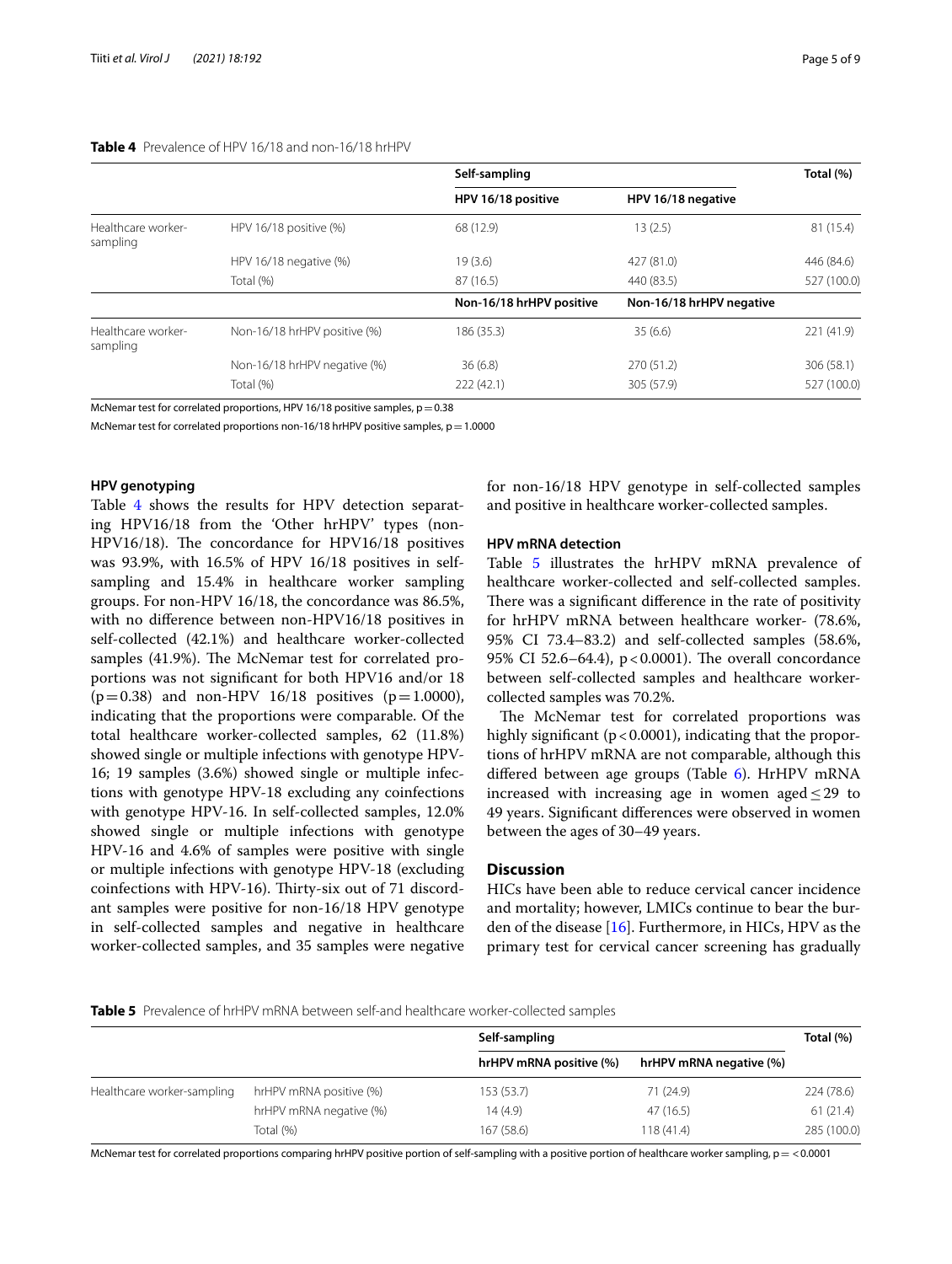**Table 4** Prevalence of HPV 16/18 and non-16/18 hrHPV

| | | Self-sampling | | Total (%) |
|---|---|---|---|---|
| | | HPV 16/18 positive | HPV 16/18 negative | |
| Healthcare worker-sampling | HPV 16/18 positive (%) | 68 (12.9) | 13 (2.5) | 81 (15.4) |
| | HPV 16/18 negative (%) | 19 (3.6) | 427 (81.0) | 446 (84.6) |
| | Total (%) | 87 (16.5) | 440 (83.5) | 527 (100.0) |
| | | Non-16/18 hrHPV positive | Non-16/18 hrHPV negative | |
| Healthcare worker-sampling | Non-16/18 hrHPV positive (%) | 186 (35.3) | 35 (6.6) | 221 (41.9) |
| | Non-16/18 hrHPV negative (%) | 36 (6.8) | 270 (51.2) | 306 (58.1) |
| | Total (%) | 222 (42.1) | 305 (57.9) | 527 (100.0) |

McNemar test for correlated proportions, HPV 16/18 positive samples, $p = 0.38$

McNemar test for correlated proportions non-16/18 hrHPV positive samples, $p = 1.0000$

### HPV genotyping

Table 4 shows the results for HPV detection separating HPV16/18 from the 'Other hrHPV' types (non-HPV16/18). The concordance for HPV16/18 positives was 93.9%, with 16.5% of HPV 16/18 positives in self-sampling and 15.4% in healthcare worker sampling groups. For non-HPV 16/18, the concordance was 86.5%, with no difference between non-HPV16/18 positives in self-collected (42.1%) and healthcare worker-collected samples (41.9%). The McNemar test for correlated proportions was not significant for both HPV16 and/or 18 ($p = 0.38$) and non-HPV 16/18 positives ($p = 1.0000$), indicating that the proportions were comparable. Of the total healthcare worker-collected samples, 62 (11.8%) showed single or multiple infections with genotype HPV-16; 19 samples (3.6%) showed single or multiple infections with genotype HPV-18 excluding any coinfections with genotype HPV-16. In self-collected samples, 12.0% showed single or multiple infections with genotype HPV-16 and 4.6% of samples were positive with single or multiple infections with genotype HPV-18 (excluding coinfections with HPV-16). Thirty-six out of 71 discordant samples were positive for non-16/18 HPV genotype in self-collected samples and negative in healthcare worker-collected samples, and 35 samples were negative for non-16/18 HPV genotype in self-collected samples and positive in healthcare worker-collected samples.

### HPV mRNA detection

Table 5 illustrates the hrHPV mRNA prevalence of healthcare worker-collected and self-collected samples. There was a significant difference in the rate of positivity for hrHPV mRNA between healthcare worker- (78.6%, 95% CI 73.4–83.2) and self-collected samples (58.6%, 95% CI 52.6–64.4), $p < 0.0001$). The overall concordance between self-collected samples and healthcare worker-collected samples was 70.2%.

The McNemar test for correlated proportions was highly significant ($p < 0.0001$), indicating that the proportions of hrHPV mRNA are not comparable, although this differed between age groups (Table 6). HrHPV mRNA increased with increasing age in women aged ≤ 29 to 49 years. Significant differences were observed in women between the ages of 30–49 years.

## Discussion

HICs have been able to reduce cervical cancer incidence and mortality; however, LMICs continue to bear the burden of the disease [16]. Furthermore, in HICs, HPV as the primary test for cervical cancer screening has gradually

**Table 5** Prevalence of hrHPV mRNA between self-and healthcare worker-collected samples

| | | Self-sampling | | Total (%) |
|---|---|---|---|---|
| | | hrHPV mRNA positive (%) | hrHPV mRNA negative (%) | |
| Healthcare worker-sampling | hrHPV mRNA positive (%) | 153 (53.7) | 71 (24.9) | 224 (78.6) |
| | hrHPV mRNA negative (%) | 14 (4.9) | 47 (16.5) | 61 (21.4) |
| | Total (%) | 167 (58.6) | 118 (41.4) | 285 (100.0) |

McNemar test for correlated proportions comparing hrHPV positive portion of self-sampling with a positive portion of healthcare worker sampling, $p = < 0.0001$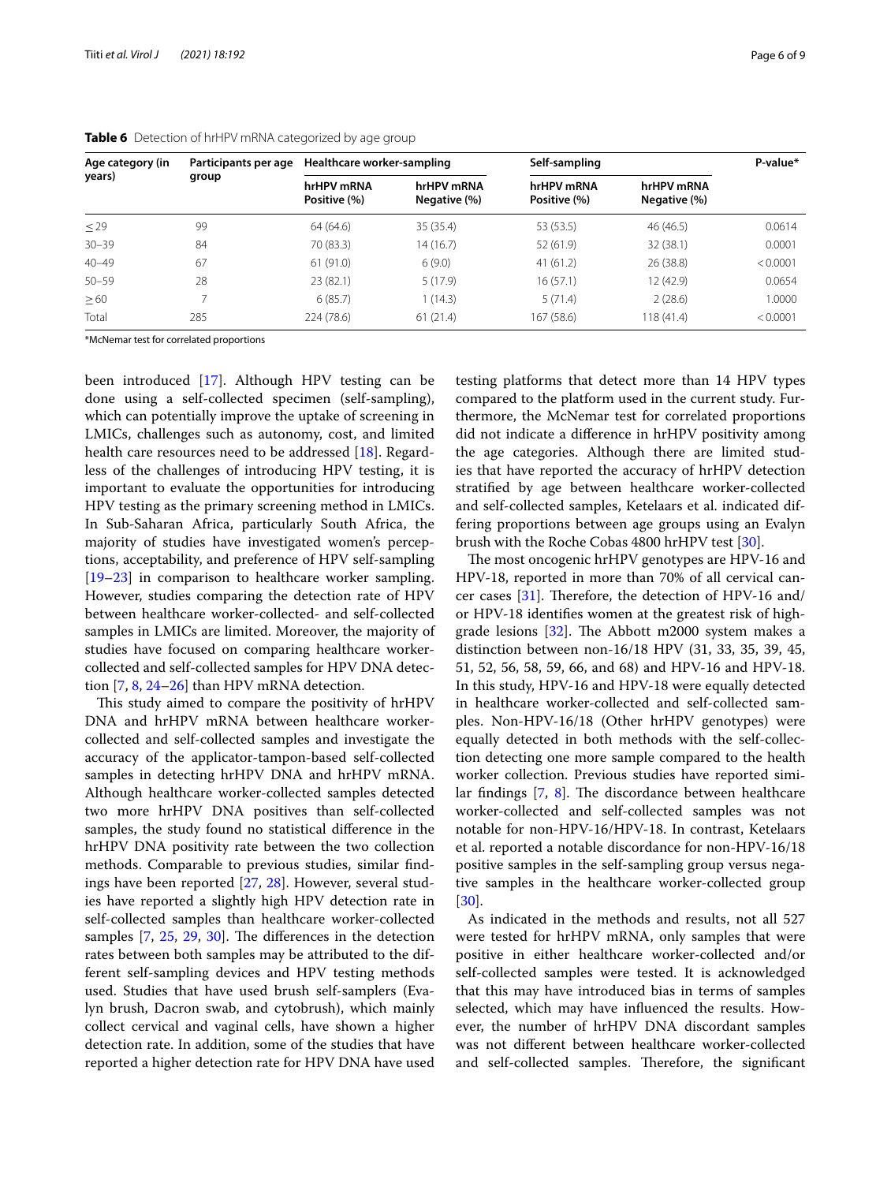**Table 6** Detection of hrHPV mRNA categorized by age group

| Age category (in years) | Participants per age group | Healthcare worker-sampling | | Self-sampling | | P-value* |
|---|---|---|---|---|---|---|
| | | hrHPV mRNA Positive (%) | hrHPV mRNA Negative (%) | hrHPV mRNA Positive (%) | hrHPV mRNA Negative (%) | |
| ≤ 29 | 99 | 64 (64.6) | 35 (35.4) | 53 (53.5) | 46 (46.5) | 0.0614 |
| 30–39 | 84 | 70 (83.3) | 14 (16.7) | 52 (61.9) | 32 (38.1) | 0.0001 |
| 40–49 | 67 | 61 (91.0) | 6 (9.0) | 41 (61.2) | 26 (38.8) | < 0.0001 |
| 50–59 | 28 | 23 (82.1) | 5 (17.9) | 16 (57.1) | 12 (42.9) | 0.0654 |
| ≥ 60 | 7 | 6 (85.7) | 1 (14.3) | 5 (71.4) | 2 (28.6) | 1.0000 |
| Total | 285 | 224 (78.6) | 61 (21.4) | 167 (58.6) | 118 (41.4) | < 0.0001 |

*McNemar test for correlated proportions

been introduced [17]. Although HPV testing can be done using a self-collected specimen (self-sampling), which can potentially improve the uptake of screening in LMICs, challenges such as autonomy, cost, and limited health care resources need to be addressed [18]. Regardless of the challenges of introducing HPV testing, it is important to evaluate the opportunities for introducing HPV testing as the primary screening method in LMICs. In Sub-Saharan Africa, particularly South Africa, the majority of studies have investigated women's perceptions, acceptability, and preference of HPV self-sampling [19–23] in comparison to healthcare worker sampling. However, studies comparing the detection rate of HPV between healthcare worker-collected- and self-collected samples in LMICs are limited. Moreover, the majority of studies have focused on comparing healthcare worker-collected and self-collected samples for HPV DNA detection [7, 8, 24–26] than HPV mRNA detection.

This study aimed to compare the positivity of hrHPV DNA and hrHPV mRNA between healthcare worker-collected and self-collected samples and investigate the accuracy of the applicator-tampon-based self-collected samples in detecting hrHPV DNA and hrHPV mRNA. Although healthcare worker-collected samples detected two more hrHPV DNA positives than self-collected samples, the study found no statistical difference in the hrHPV DNA positivity rate between the two collection methods. Comparable to previous studies, similar findings have been reported [27, 28]. However, several studies have reported a slightly high HPV detection rate in self-collected samples than healthcare worker-collected samples [7, 25, 29, 30]. The differences in the detection rates between both samples may be attributed to the different self-sampling devices and HPV testing methods used. Studies that have used brush self-samplers (Evalyn brush, Dacron swab, and cytobrush), which mainly collect cervical and vaginal cells, have shown a higher detection rate. In addition, some of the studies that have reported a higher detection rate for HPV DNA have used testing platforms that detect more than 14 HPV types compared to the platform used in the current study. Furthermore, the McNemar test for correlated proportions did not indicate a difference in hrHPV positivity among the age categories. Although there are limited studies that have reported the accuracy of hrHPV detection stratified by age between healthcare worker-collected and self-collected samples, Ketelaars et al. indicated differing proportions between age groups using an Evalyn brush with the Roche Cobas 4800 hrHPV test [30].

The most oncogenic hrHPV genotypes are HPV-16 and HPV-18, reported in more than 70% of all cervical cancer cases [31]. Therefore, the detection of HPV-16 and/or HPV-18 identifies women at the greatest risk of high-grade lesions [32]. The Abbott m2000 system makes a distinction between non-16/18 HPV (31, 33, 35, 39, 45, 51, 52, 56, 58, 59, 66, and 68) and HPV-16 and HPV-18. In this study, HPV-16 and HPV-18 were equally detected in healthcare worker-collected and self-collected samples. Non-HPV-16/18 (Other hrHPV genotypes) were equally detected in both methods with the self-collection detecting one more sample compared to the health worker collection. Previous studies have reported similar findings [7, 8]. The discordance between healthcare worker-collected and self-collected samples was not notable for non-HPV-16/HPV-18. In contrast, Ketelaars et al. reported a notable discordance for non-HPV-16/18 positive samples in the self-sampling group versus negative samples in the healthcare worker-collected group [30].

As indicated in the methods and results, not all 527 were tested for hrHPV mRNA, only samples that were positive in either healthcare worker-collected and/or self-collected samples were tested. It is acknowledged that this may have introduced bias in terms of samples selected, which may have influenced the results. However, the number of hrHPV DNA discordant samples was not different between healthcare worker-collected and self-collected samples. Therefore, the significant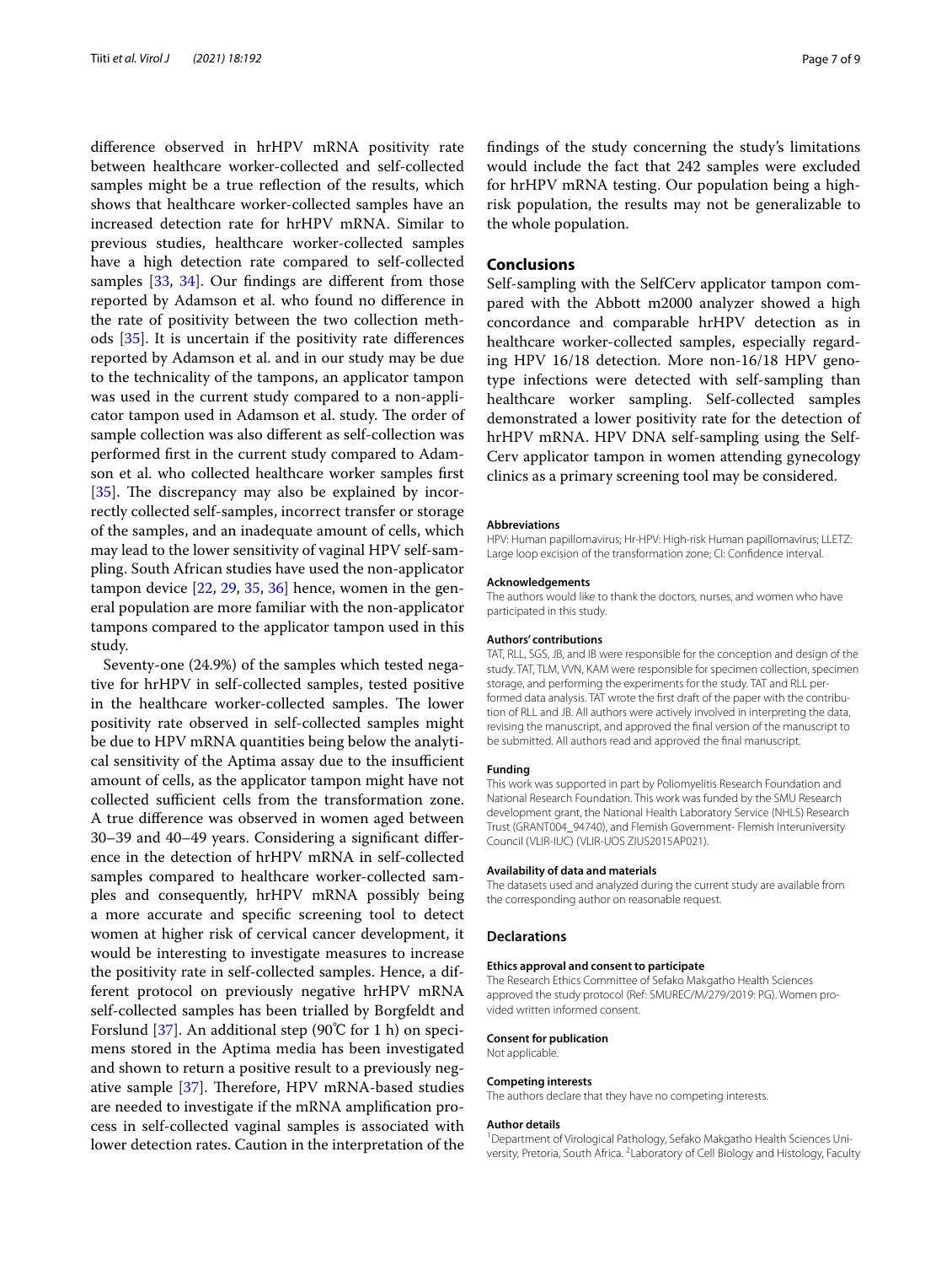difference observed in hrHPV mRNA positivity rate between healthcare worker-collected and self-collected samples might be a true reflection of the results, which shows that healthcare worker-collected samples have an increased detection rate for hrHPV mRNA. Similar to previous studies, healthcare worker-collected samples have a high detection rate compared to self-collected samples [33, 34]. Our findings are different from those reported by Adamson et al. who found no difference in the rate of positivity between the two collection methods [35]. It is uncertain if the positivity rate differences reported by Adamson et al. and in our study may be due to the technicality of the tampons, an applicator tampon was used in the current study compared to a non-applicator tampon used in Adamson et al. study. The order of sample collection was also different as self-collection was performed first in the current study compared to Adamson et al. who collected healthcare worker samples first [35]. The discrepancy may also be explained by incorrectly collected self-samples, incorrect transfer or storage of the samples, and an inadequate amount of cells, which may lead to the lower sensitivity of vaginal HPV self-sampling. South African studies have used the non-applicator tampon device [22, 29, 35, 36] hence, women in the general population are more familiar with the non-applicator tampons compared to the applicator tampon used in this study.

Seventy-one (24.9%) of the samples which tested negative for hrHPV in self-collected samples, tested positive in the healthcare worker-collected samples. The lower positivity rate observed in self-collected samples might be due to HPV mRNA quantities being below the analytical sensitivity of the Aptima assay due to the insufficient amount of cells, as the applicator tampon might have not collected sufficient cells from the transformation zone. A true difference was observed in women aged between 30–39 and 40–49 years. Considering a significant difference in the detection of hrHPV mRNA in self-collected samples compared to healthcare worker-collected samples and consequently, hrHPV mRNA possibly being a more accurate and specific screening tool to detect women at higher risk of cervical cancer development, it would be interesting to investigate measures to increase the positivity rate in self-collected samples. Hence, a different protocol on previously negative hrHPV mRNA self-collected samples has been trialled by Borgfeldt and Forslund [37]. An additional step (90℃ for 1 h) on specimens stored in the Aptima media has been investigated and shown to return a positive result to a previously negative sample [37]. Therefore, HPV mRNA-based studies are needed to investigate if the mRNA amplification process in self-collected vaginal samples is associated with lower detection rates. Caution in the interpretation of the findings of the study concerning the study's limitations would include the fact that 242 samples were excluded for hrHPV mRNA testing. Our population being a high-risk population, the results may not be generalizable to the whole population.

## Conclusions

Self-sampling with the SelfCerv applicator tampon compared with the Abbott m2000 analyzer showed a high concordance and comparable hrHPV detection as in healthcare worker-collected samples, especially regarding HPV 16/18 detection. More non-16/18 HPV genotype infections were detected with self-sampling than healthcare worker sampling. Self-collected samples demonstrated a lower positivity rate for the detection of hrHPV mRNA. HPV DNA self-sampling using the SelfCerv applicator tampon in women attending gynecology clinics as a primary screening tool may be considered.

#### Abbreviations

HPV: Human papillomavirus; Hr-HPV: High-risk Human papillomavirus; LLETZ: Large loop excision of the transformation zone; CI: Confidence interval.

#### Acknowledgements

The authors would like to thank the doctors, nurses, and women who have participated in this study.

#### Authors' contributions

TAT, RLL, SGS, JB, and IB were responsible for the conception and design of the study. TAT, TLM, VVN, KAM were responsible for specimen collection, specimen storage, and performing the experiments for the study. TAT and RLL performed data analysis. TAT wrote the first draft of the paper with the contribution of RLL and JB. All authors were actively involved in interpreting the data, revising the manuscript, and approved the final version of the manuscript to be submitted. All authors read and approved the final manuscript.

#### Funding

This work was supported in part by Poliomyelitis Research Foundation and National Research Foundation. This work was funded by the SMU Research development grant, the National Health Laboratory Service (NHLS) Research Trust (GRANT004_94740), and Flemish Government- Flemish Interuniversity Council (VLIR-IUC) (VLIR-UOS ZIUS2015AP021).

#### Availability of data and materials

The datasets used and analyzed during the current study are available from the corresponding author on reasonable request.

## Declarations

#### Ethics approval and consent to participate

The Research Ethics Committee of Sefako Makgatho Health Sciences approved the study protocol (Ref: SMUREC/M/279/2019: PG). Women provided written informed consent.

#### Consent for publication

Not applicable.

#### Competing interests

The authors declare that they have no competing interests.

#### Author details

[1] Department of Virological Pathology, Sefako Makgatho Health Sciences University, Pretoria, South Africa. [2] Laboratory of Cell Biology and Histology, Faculty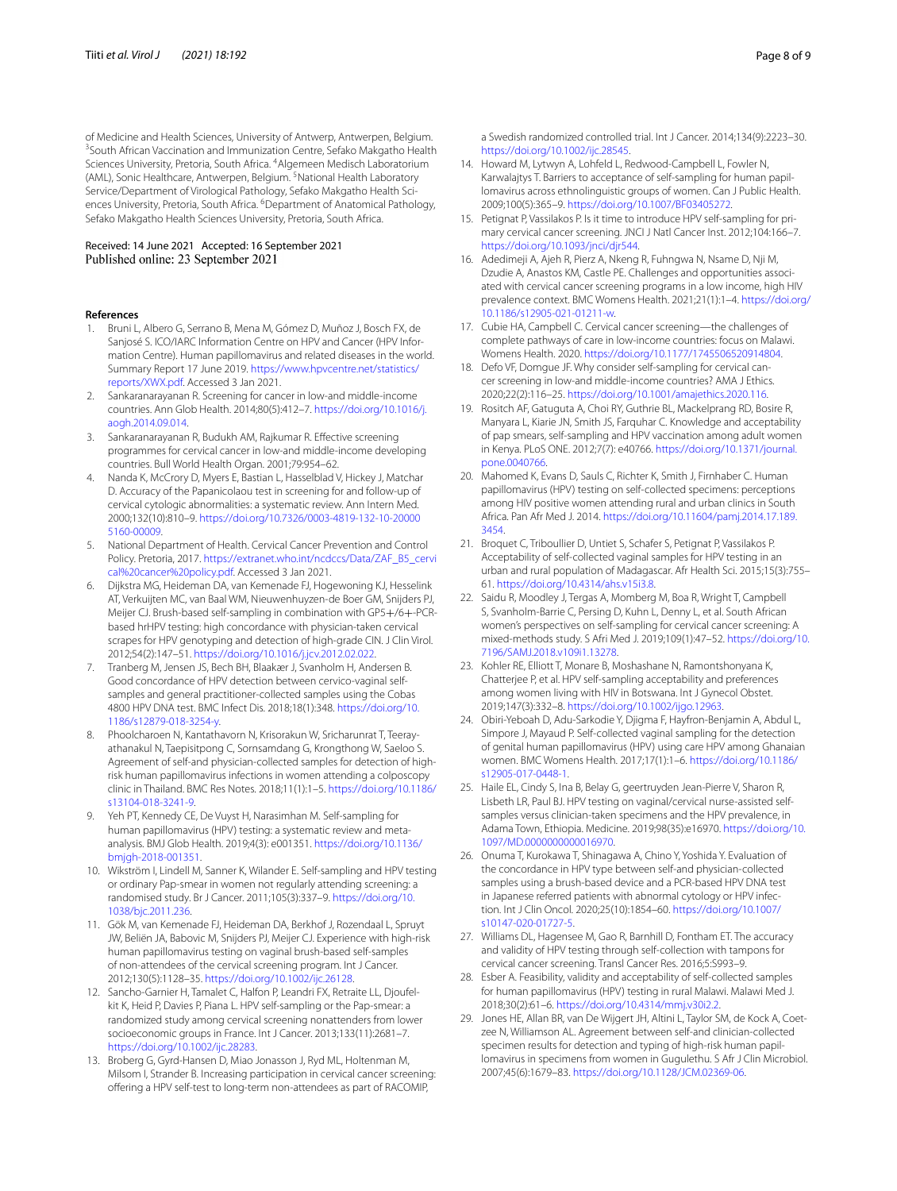of Medicine and Health Sciences, University of Antwerp, Antwerpen, Belgium. [3]South African Vaccination and Immunization Centre, Sefako Makgatho Health Sciences University, Pretoria, South Africa. [4]Algemeen Medisch Laboratorium (AML), Sonic Healthcare, Antwerpen, Belgium. [5]National Health Laboratory Service/Department of Virological Pathology, Sefako Makgatho Health Sciences University, Pretoria, South Africa. [6]Department of Anatomical Pathology, Sefako Makgatho Health Sciences University, Pretoria, South Africa.

Received: 14 June 2021 Accepted: 16 September 2021
Published online: 23 September 2021

## References

1. Bruni L, Albero G, Serrano B, Mena M, Gómez D, Muñoz J, Bosch FX, de Sanjosé S. ICO/IARC Information Centre on HPV and Cancer (HPV Information Centre). Human papillomavirus and related diseases in the world. Summary Report 17 June 2019. https://www.hpvcentre.net/statistics/reports/XWX.pdf. Accessed 3 Jan 2021.
2. Sankaranarayanan R. Screening for cancer in low-and middle-income countries. Ann Glob Health. 2014;80(5):412–7. https://doi.org/10.1016/j.aogh.2014.09.014.
3. Sankaranarayanan R, Budukh AM, Rajkumar R. Effective screening programmes for cervical cancer in low-and middle-income developing countries. Bull World Health Organ. 2001;79:954–62.
4. Nanda K, McCrory D, Myers E, Bastian L, Hasselblad V, Hickey J, Matchar D. Accuracy of the Papanicolaou test in screening for and follow-up of cervical cytologic abnormalities: a systematic review. Ann Intern Med. 2000;132(10):810–9. https://doi.org/10.7326/0003-4819-132-10-200005160-00009.
5. National Department of Health. Cervical Cancer Prevention and Control Policy. Pretoria, 2017. https://extranet.who.int/ncdccs/Data/ZAF_B5_cervical%20cancer%20policy.pdf. Accessed 3 Jan 2021.
6. Dijkstra MG, Heideman DA, van Kemenade FJ, Hogewoning KJ, Hesselink AT, Verkuijten MC, van Baal WM, Nieuwenhuyzen-de Boer GM, Snijders PJ, Meijer CJ. Brush-based self-sampling in combination with GP5+/6+-PCR-based hrHPV testing: high concordance with physician-taken cervical scrapes for HPV genotyping and detection of high-grade CIN. J Clin Virol. 2012;54(2):147–51. https://doi.org/10.1016/j.jcv.2012.02.022.
7. Tranberg M, Jensen JS, Bech BH, Blaakær J, Svanholm H, Andersen B. Good concordance of HPV detection between cervico-vaginal self-samples and general practitioner-collected samples using the Cobas 4800 HPV DNA test. BMC Infect Dis. 2018;18(1):348. https://doi.org/10.1186/s12879-018-3254-y.
8. Phoolcharoen N, Kantathavorn N, Krisorakun W, Sricharunrat T, Teerayathanakul N, Taepisitpong C, Sornsamdang G, Krongthong W, Saeloo S. Agreement of self-and physician-collected samples for detection of high-risk human papillomavirus infections in women attending a colposcopy clinic in Thailand. BMC Res Notes. 2018;11(1):1–5. https://doi.org/10.1186/s13104-018-3241-9.
9. Yeh PT, Kennedy CE, De Vuyst H, Narasimhan M. Self-sampling for human papillomavirus (HPV) testing: a systematic review and meta-analysis. BMJ Glob Health. 2019;4(3): e001351. https://doi.org/10.1136/bmjgh-2018-001351.
10. Wikström I, Lindell M, Sanner K, Wilander E. Self-sampling and HPV testing or ordinary Pap-smear in women not regularly attending screening: a randomised study. Br J Cancer. 2011;105(3):337–9. https://doi.org/10.1038/bjc.2011.236.
11. Gök M, van Kemenade FJ, Heideman DA, Berkhof J, Rozendaal L, Spruyt JW, Beliën JA, Babovic M, Snijders PJ, Meijer CJ. Experience with high-risk human papillomavirus testing on vaginal brush-based self-samples of non-attendees of the cervical screening program. Int J Cancer. 2012;130(5):1128–35. https://doi.org/10.1002/ijc.26128.
12. Sancho-Garnier H, Tamalet C, Halfon P, Leandri FX, Retraite LL, Djoufelkit K, Heid P, Davies P, Piana L. HPV self-sampling or the Pap-smear: a randomized study among cervical screening nonattenders from lower socioeconomic groups in France. Int J Cancer. 2013;133(11):2681–7. https://doi.org/10.1002/ijc.28283.
13. Broberg G, Gyrd-Hansen D, Miao Jonasson J, Ryd ML, Holtenman M, Milsom I, Strander B. Increasing participation in cervical cancer screening: offering a HPV self-test to long-term non-attendees as part of RACOMIP, a Swedish randomized controlled trial. Int J Cancer. 2014;134(9):2223–30. https://doi.org/10.1002/ijc.28545.
14. Howard M, Lytwyn A, Lohfeld L, Redwood-Campbell L, Fowler N, Karwalajtys T. Barriers to acceptance of self-sampling for human papillomavirus across ethnolinguistic groups of women. Can J Public Health. 2009;100(5):365–9. https://doi.org/10.1007/BF03405272.
15. Petignat P, Vassilakos P. Is it time to introduce HPV self-sampling for primary cervical cancer screening. JNCI J Natl Cancer Inst. 2012;104:166–7. https://doi.org/10.1093/jnci/djr544.
16. Adedimeji A, Ajeh R, Pierz A, Nkeng R, Fuhngwa N, Nsame D, Nji M, Dzudie A, Anastos KM, Castle PE. Challenges and opportunities associated with cervical cancer screening programs in a low income, high HIV prevalence context. BMC Womens Health. 2021;21(1):1–4. https://doi.org/10.1186/s12905-021-01211-w.
17. Cubie HA, Campbell C. Cervical cancer screening—the challenges of complete pathways of care in low-income countries: focus on Malawi. Womens Health. 2020. https://doi.org/10.1177/1745506520914804.
18. Defo VF, Domgue JF. Why consider self-sampling for cervical cancer screening in low-and middle-income countries? AMA J Ethics. 2020;22(2):116–25. https://doi.org/10.1001/amajethics.2020.116.
19. Rositch AF, Gatuguta A, Choi RY, Guthrie BL, Mackelprang RD, Bosire R, Manyara L, Kiarie JN, Smith JS, Farquhar C. Knowledge and acceptability of pap smears, self-sampling and HPV vaccination among adult women in Kenya. PLoS ONE. 2012;7(7): e40766. https://doi.org/10.1371/journal.pone.0040766.
20. Mahomed K, Evans D, Sauls C, Richter K, Smith J, Firnhaber C. Human papillomavirus (HPV) testing on self-collected specimens: perceptions among HIV positive women attending rural and urban clinics in South Africa. Pan Afr Med J. 2014. https://doi.org/10.11604/pamj.2014.17.189.3454.
21. Broquet C, Triboullier D, Untiet S, Schafer S, Petignat P, Vassilakos P. Acceptability of self-collected vaginal samples for HPV testing in an urban and rural population of Madagascar. Afr Health Sci. 2015;15(3):755–61. https://doi.org/10.4314/ahs.v15i3.8.
22. Saidu R, Moodley J, Tergas A, Momberg M, Boa R, Wright T, Campbell S, Svanholm-Barrie C, Persing D, Kuhn L, Denny L, et al. South African women's perspectives on self-sampling for cervical cancer screening: A mixed-methods study. S Afri Med J. 2019;109(1):47–52. https://doi.org/10.7196/SAMJ.2018.v109i1.13278.
23. Kohler RE, Elliott T, Monare B, Moshashane N, Ramontshonyana K, Chatterjee P, et al. HPV self-sampling acceptability and preferences among women living with HIV in Botswana. Int J Gynecol Obstet. 2019;147(3):332–8. https://doi.org/10.1002/ijgo.12963.
24. Obiri-Yeboah D, Adu-Sarkodie Y, Djigma F, Hayfron-Benjamin A, Abdul L, Simpore J, Mayaud P. Self-collected vaginal sampling for the detection of genital human papillomavirus (HPV) using care HPV among Ghanaian women. BMC Womens Health. 2017;17(1):1–6. https://doi.org/10.1186/s12905-017-0448-1.
25. Haile EL, Cindy S, Ina B, Belay G, geertruyden Jean-Pierre V, Sharon R, Lisbeth LR, Paul BJ. HPV testing on vaginal/cervical nurse-assisted self-samples versus clinician-taken specimens and the HPV prevalence, in Adama Town, Ethiopia. Medicine. 2019;98(35):e16970. https://doi.org/10.1097/MD.0000000000016970.
26. Onuma T, Kurokawa T, Shinagawa A, Chino Y, Yoshida Y. Evaluation of the concordance in HPV type between self-and physician-collected samples using a brush-based device and a PCR-based HPV DNA test in Japanese referred patients with abnormal cytology or HPV infection. Int J Clin Oncol. 2020;25(10):1854–60. https://doi.org/10.1007/s10147-020-01727-5.
27. Williams DL, Hagensee M, Gao R, Barnhill D, Fontham ET. The accuracy and validity of HPV testing through self-collection with tampons for cervical cancer screening. Transl Cancer Res. 2016;5:S993–9.
28. Esber A. Feasibility, validity and acceptability of self-collected samples for human papillomavirus (HPV) testing in rural Malawi. Malawi Med J. 2018;30(2):61–6. https://doi.org/10.4314/mmj.v30i2.2.
29. Jones HE, Allan BR, van De Wijgert JH, Altini L, Taylor SM, de Kock A, Coetzee N, Williamson AL. Agreement between self-and clinician-collected specimen results for detection and typing of high-risk human papillomavirus in specimens from women in Gugulethu. S Afr J Clin Microbiol. 2007;45(6):1679–83. https://doi.org/10.1128/JCM.02369-06.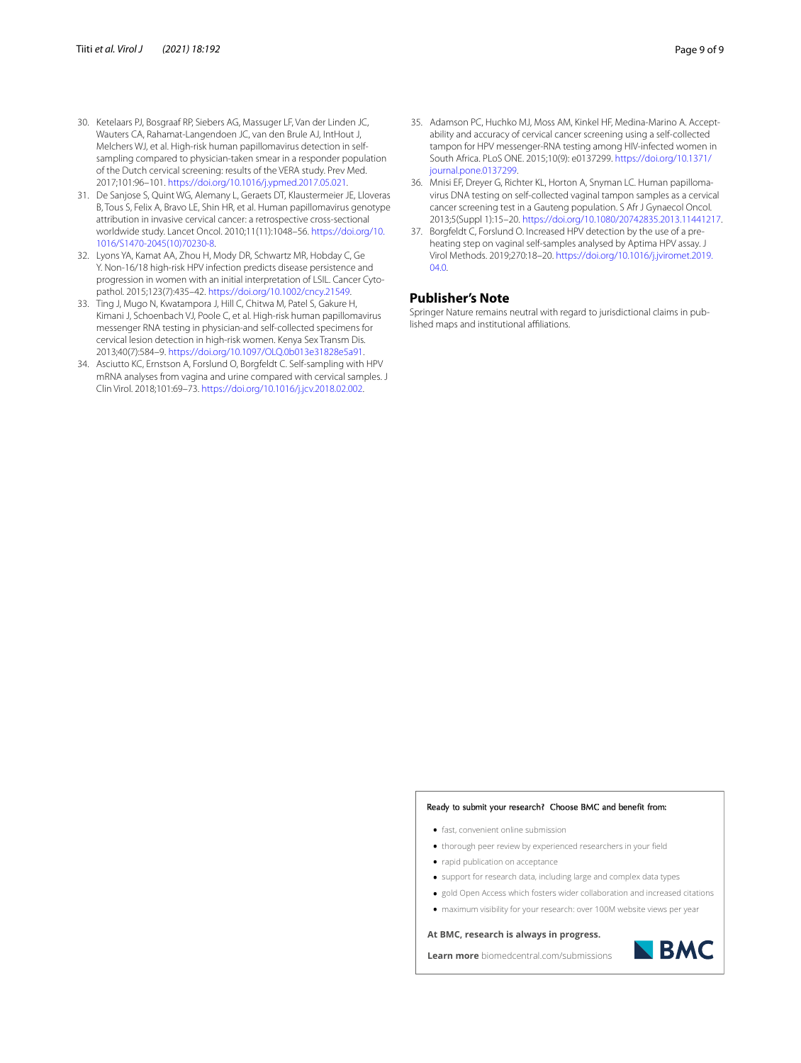30. Ketelaars PJ, Bosgraaf RP, Siebers AG, Massuger LF, Van der Linden JC, Wauters CA, Rahamat-Langendoen JC, van den Brule AJ, IntHout J, Melchers WJ, et al. High-risk human papillomavirus detection in self-sampling compared to physician-taken smear in a responder population of the Dutch cervical screening: results of the VERA study. Prev Med. 2017;101:96–101. https://doi.org/10.1016/j.ypmed.2017.05.021.
31. De Sanjose S, Quint WG, Alemany L, Geraets DT, Klaustermeier JE, Lloveras B, Tous S, Felix A, Bravo LE, Shin HR, et al. Human papillomavirus genotype attribution in invasive cervical cancer: a retrospective cross-sectional worldwide study. Lancet Oncol. 2010;11(11):1048–56. https://doi.org/10.1016/S1470-2045(10)70230-8.
32. Lyons YA, Kamat AA, Zhou H, Mody DR, Schwartz MR, Hobday C, Ge Y. Non-16/18 high-risk HPV infection predicts disease persistence and progression in women with an initial interpretation of LSIL. Cancer Cytopathol. 2015;123(7):435–42. https://doi.org/10.1002/cncy.21549.
33. Ting J, Mugo N, Kwatampora J, Hill C, Chitwa M, Patel S, Gakure H, Kimani J, Schoenbach VJ, Poole C, et al. High-risk human papillomavirus messenger RNA testing in physician-and self-collected specimens for cervical lesion detection in high-risk women. Kenya Sex Transm Dis. 2013;40(7):584–9. https://doi.org/10.1097/OLQ.0b013e31828e5a91.
34. Asciutto KC, Ernstson A, Forslund O, Borgfeldt C. Self-sampling with HPV mRNA analyses from vagina and urine compared with cervical samples. J Clin Virol. 2018;101:69–73. https://doi.org/10.1016/j.jcv.2018.02.002.
35. Adamson PC, Huchko MJ, Moss AM, Kinkel HF, Medina-Marino A. Acceptability and accuracy of cervical cancer screening using a self-collected tampon for HPV messenger-RNA testing among HIV-infected women in South Africa. PLoS ONE. 2015;10(9): e0137299. https://doi.org/10.1371/journal.pone.0137299.
36. Mnisi EF, Dreyer G, Richter KL, Horton A, Snyman LC. Human papillomavirus DNA testing on self-collected vaginal tampon samples as a cervical cancer screening test in a Gauteng population. S Afr J Gynaecol Oncol. 2013;5(Suppl 1):15–20. https://doi.org/10.1080/20742835.2013.11441217.
37. Borgfeldt C, Forslund O. Increased HPV detection by the use of a pre-heating step on vaginal self-samples analysed by Aptima HPV assay. J Virol Methods. 2019;270:18–20. https://doi.org/10.1016/j.jviromet.2019.04.0.

## Publisher's Note

Springer Nature remains neutral with regard to jurisdictional claims in published maps and institutional affiliations.

Ready to submit your research? Choose BMC and benefit from:

- fast, convenient online submission
- thorough peer review by experienced researchers in your field
- rapid publication on acceptance
- support for research data, including large and complex data types
- gold Open Access which fosters wider collaboration and increased citations
- maximum visibility for your research: over 100M website views per year

**At BMC, research is always in progress.**

**Learn more** biomedcentral.com/submissions

BMC